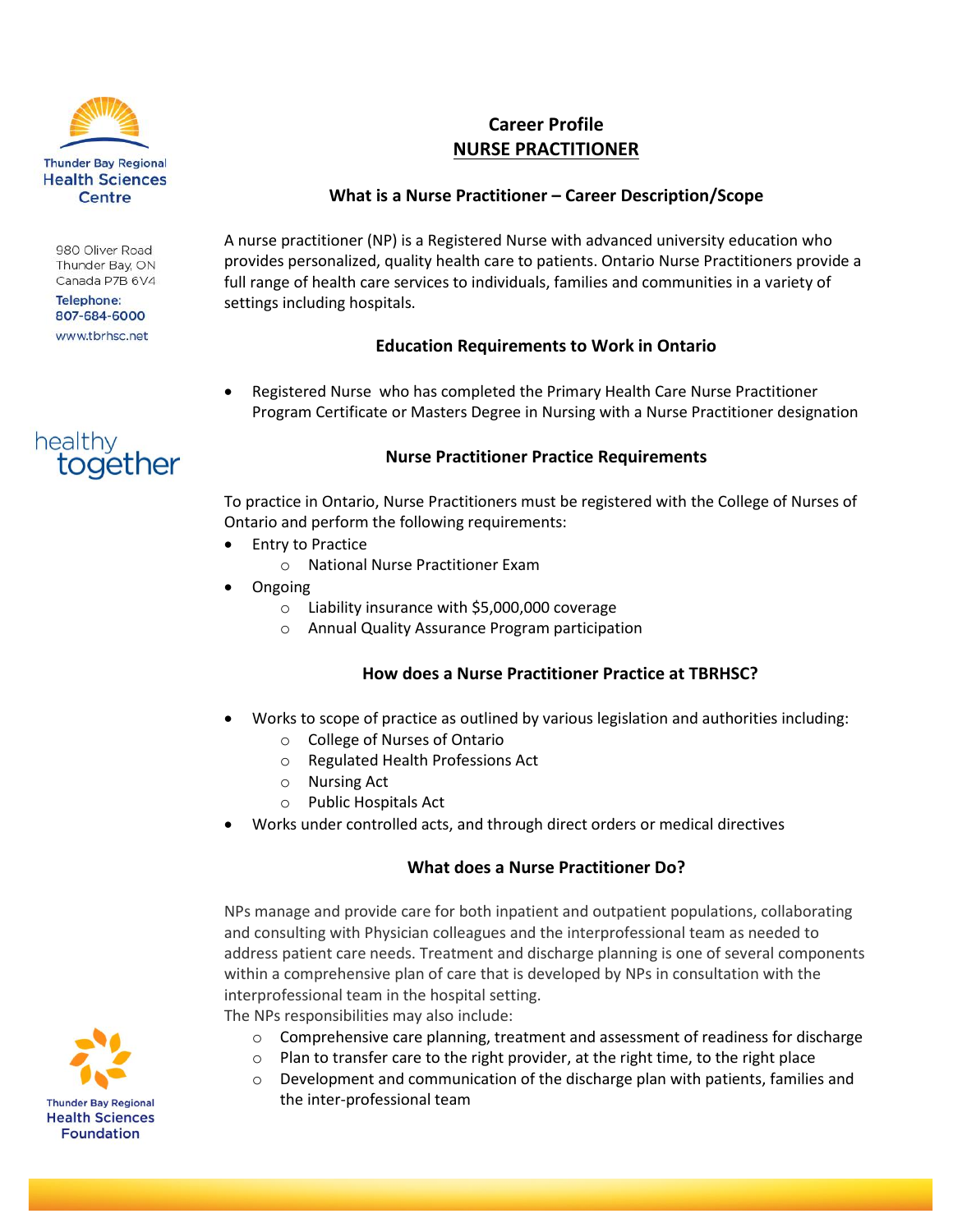Thunder Bay Regional Health Sciences Centre

980 Oliver Road
Thunder Bay, ON
Canada P7B 6V4

Telephone: 807-684-6000

www.tbrhsc.net

healthy together

# Career Profile

# NURSE PRACTITIONER

## What is a Nurse Practitioner – Career Description/Scope

A nurse practitioner (NP) is a Registered Nurse with advanced university education who provides personalized, quality health care to patients. Ontario Nurse Practitioners provide a full range of health care services to individuals, families and communities in a variety of settings including hospitals.

## Education Requirements to Work in Ontario

- Registered Nurse who has completed the Primary Health Care Nurse Practitioner Program Certificate or Masters Degree in Nursing with a Nurse Practitioner designation

## Nurse Practitioner Practice Requirements

To practice in Ontario, Nurse Practitioners must be registered with the College of Nurses of Ontario and perform the following requirements:

- Entry to Practice
  - National Nurse Practitioner Exam
- Ongoing
  - Liability insurance with $5,000,000 coverage
  - Annual Quality Assurance Program participation

## How does a Nurse Practitioner Practice at TBRHSC?

- Works to scope of practice as outlined by various legislation and authorities including:
  - College of Nurses of Ontario
  - Regulated Health Professions Act
  - Nursing Act
  - Public Hospitals Act
- Works under controlled acts, and through direct orders or medical directives

## What does a Nurse Practitioner Do?

NPs manage and provide care for both inpatient and outpatient populations, collaborating and consulting with Physician colleagues and the interprofessional team as needed to address patient care needs. Treatment and discharge planning is one of several components within a comprehensive plan of care that is developed by NPs in consultation with the interprofessional team in the hospital setting.

The NPs responsibilities may also include:

- Comprehensive care planning, treatment and assessment of readiness for discharge
- Plan to transfer care to the right provider, at the right time, to the right place
- Development and communication of the discharge plan with patients, families and the inter-professional team

Thunder Bay Regional Health Sciences Foundation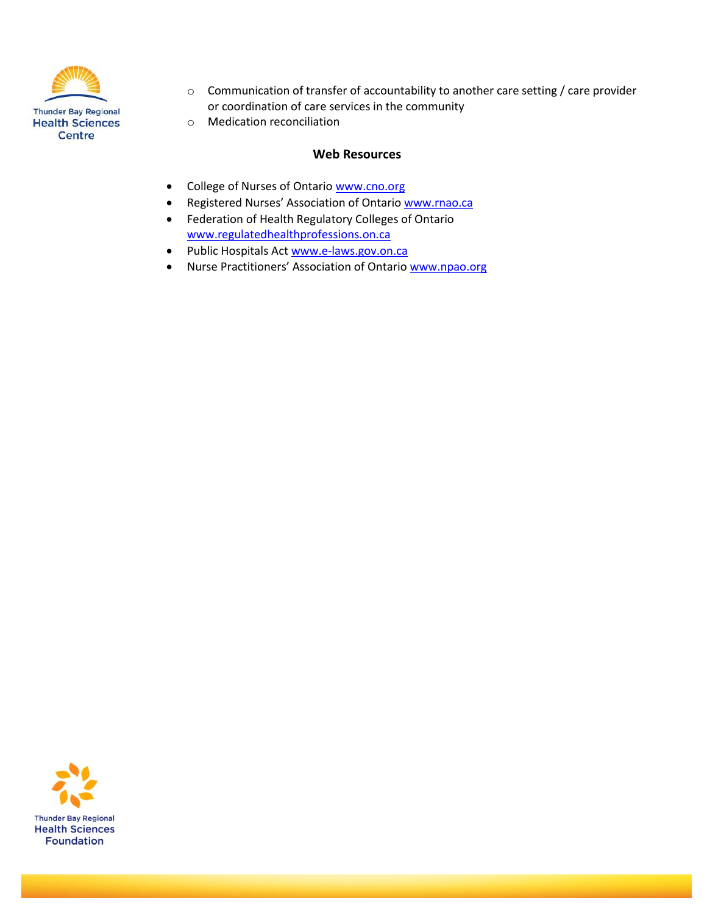- Communication of transfer of accountability to another care setting / care provider or coordination of care services in the community
- Medication reconciliation

**Web Resources**

- College of Nurses of Ontario www.cno.org
- Registered Nurses' Association of Ontario www.rnao.ca
- Federation of Health Regulatory Colleges of Ontario www.regulatedhealthprofessions.on.ca
- Public Hospitals Act www.e-laws.gov.on.ca
- Nurse Practitioners' Association of Ontario www.npao.org